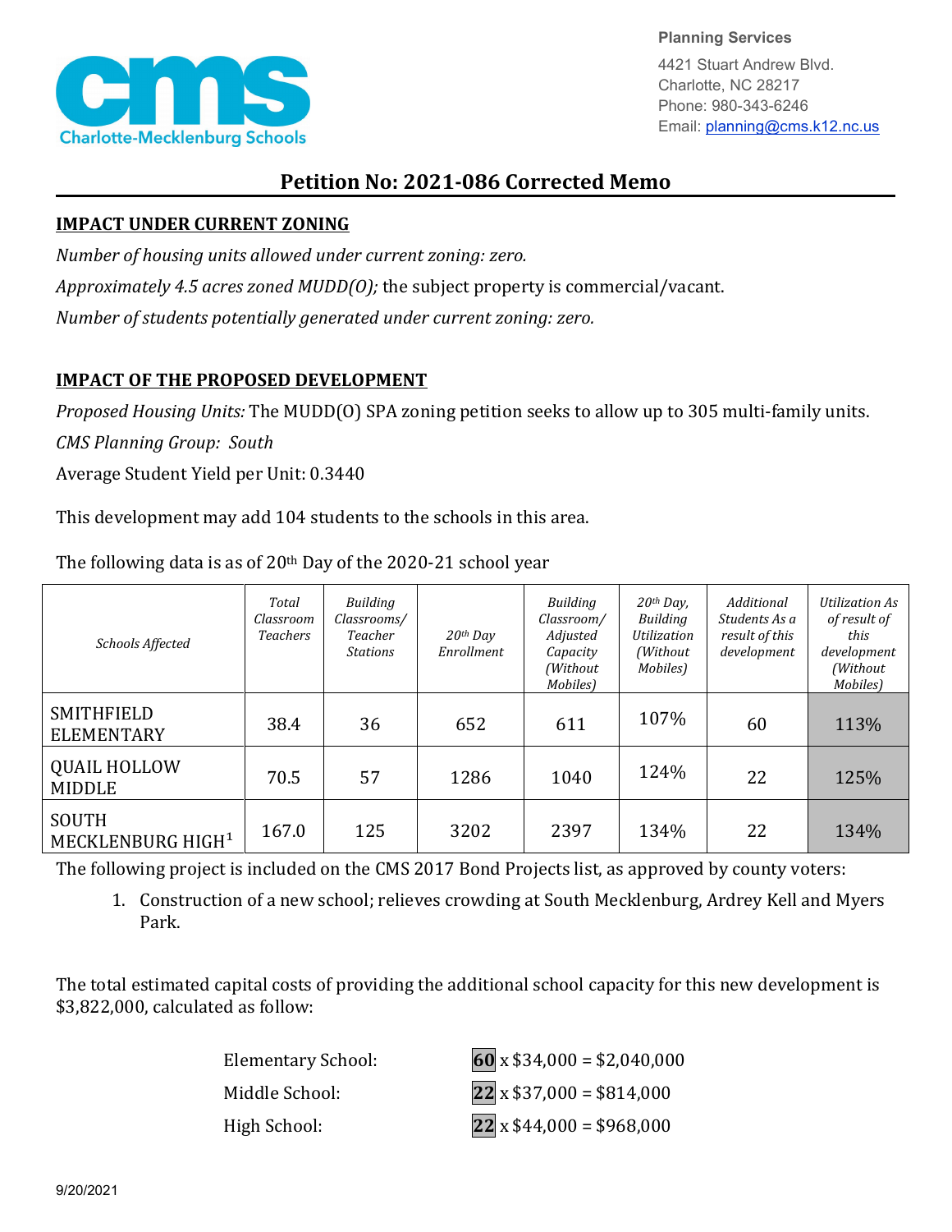Planning Services
4421 Stuart Andrew Blvd.
Charlotte, NC 28217
Phone: 980-343-6246
Email: planning@cms.k12.nc.us

# Petition No: 2021-086 Corrected Memo

## IMPACT UNDER CURRENT ZONING

*Number of housing units allowed under current zoning: zero.*

*Approximately 4.5 acres zoned MUDD(O);* the subject property is commercial/vacant.

*Number of students potentially generated under current zoning: zero.*

## IMPACT OF THE PROPOSED DEVELOPMENT

*Proposed Housing Units:* The MUDD(O) SPA zoning petition seeks to allow up to 305 multi-family units.

*CMS Planning Group: South*

Average Student Yield per Unit: 0.3440

This development may add 104 students to the schools in this area.

The following data is as of 20th Day of the 2020-21 school year

| *Schools Affected* | *Total Classroom Teachers* | *Building Classrooms/ Teacher Stations* | *20th Day Enrollment* | *Building Classroom/ Adjusted Capacity (Without Mobiles)* | *20th Day, Building Utilization (Without Mobiles)* | *Additional Students As a result of this development* | *Utilization As of result of this development (Without Mobiles)* |
|---|---|---|---|---|---|---|---|
| SMITHFIELD ELEMENTARY | 38.4 | 36 | 652 | 611 | 107% | 60 | 113% |
| QUAIL HOLLOW MIDDLE | 70.5 | 57 | 1286 | 1040 | 124% | 22 | 125% |
| SOUTH MECKLENBURG HIGH[1] | 167.0 | 125 | 3202 | 2397 | 134% | 22 | 134% |

The following project is included on the CMS 2017 Bond Projects list, as approved by county voters:

1. Construction of a new school; relieves crowding at South Mecklenburg, Ardrey Kell and Myers Park.

The total estimated capital costs of providing the additional school capacity for this new development is $3,822,000, calculated as follow:

Elementary School: **60** x $34,000 = $2,040,000

Middle School: **22** x $37,000 = $814,000

High School: **22** x $44,000 = $968,000

9/20/2021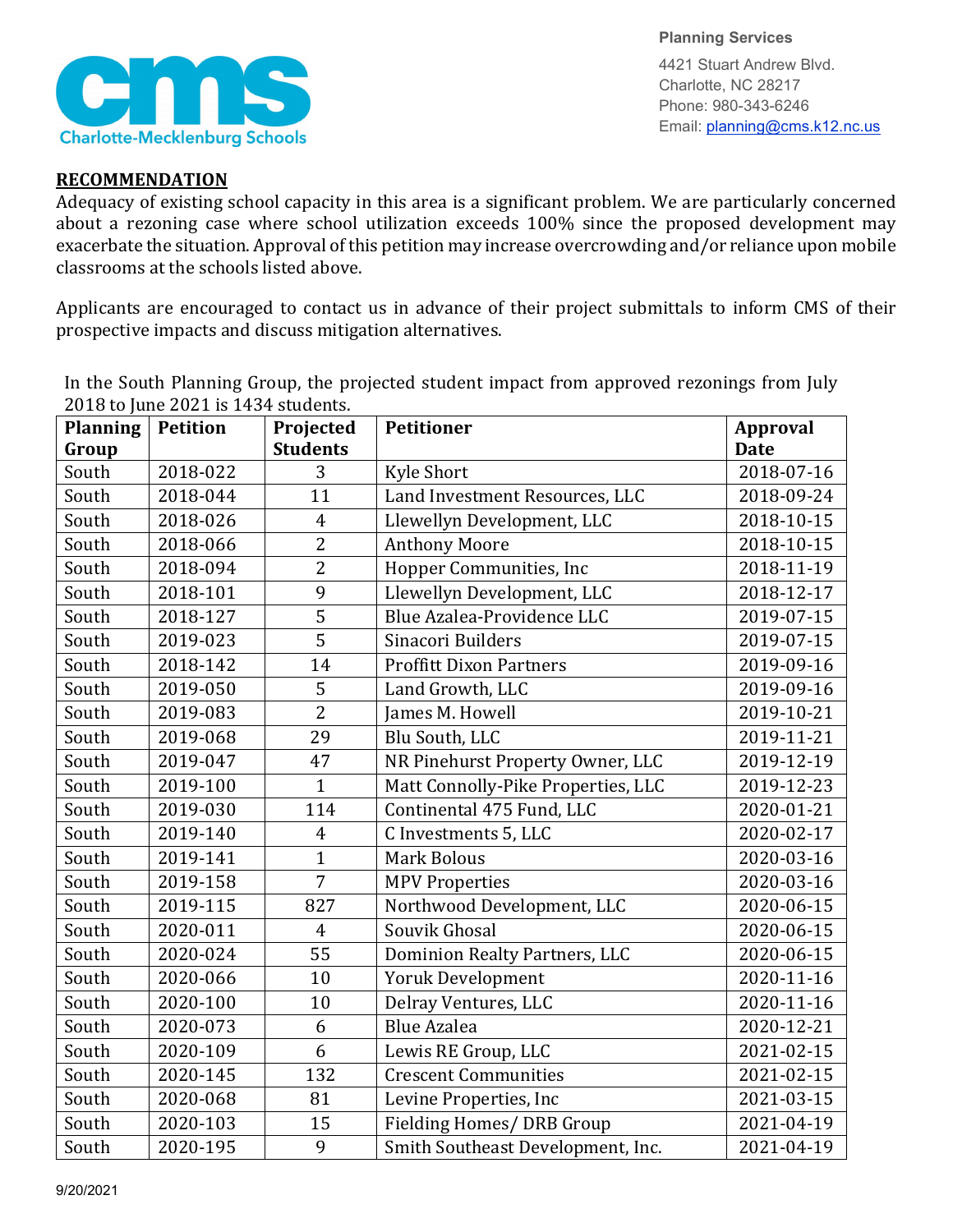## RECOMMENDATION

Adequacy of existing school capacity in this area is a significant problem. We are particularly concerned about a rezoning case where school utilization exceeds 100% since the proposed development may exacerbate the situation. Approval of this petition may increase overcrowding and/or reliance upon mobile classrooms at the schools listed above.

Applicants are encouraged to contact us in advance of their project submittals to inform CMS of their prospective impacts and discuss mitigation alternatives.

In the South Planning Group, the projected student impact from approved rezonings from July 2018 to June 2021 is 1434 students.

| Planning Group | Petition | Projected Students | Petitioner | Approval Date |
|---|---|---|---|---|
| South | 2018-022 | 3 | Kyle Short | 2018-07-16 |
| South | 2018-044 | 11 | Land Investment Resources, LLC | 2018-09-24 |
| South | 2018-026 | 4 | Llewellyn Development, LLC | 2018-10-15 |
| South | 2018-066 | 2 | Anthony Moore | 2018-10-15 |
| South | 2018-094 | 2 | Hopper Communities, Inc | 2018-11-19 |
| South | 2018-101 | 9 | Llewellyn Development, LLC | 2018-12-17 |
| South | 2018-127 | 5 | Blue Azalea-Providence LLC | 2019-07-15 |
| South | 2019-023 | 5 | Sinacori Builders | 2019-07-15 |
| South | 2018-142 | 14 | Proffitt Dixon Partners | 2019-09-16 |
| South | 2019-050 | 5 | Land Growth, LLC | 2019-09-16 |
| South | 2019-083 | 2 | James M. Howell | 2019-10-21 |
| South | 2019-068 | 29 | Blu South, LLC | 2019-11-21 |
| South | 2019-047 | 47 | NR Pinehurst Property Owner, LLC | 2019-12-19 |
| South | 2019-100 | 1 | Matt Connolly-Pike Properties, LLC | 2019-12-23 |
| South | 2019-030 | 114 | Continental 475 Fund, LLC | 2020-01-21 |
| South | 2019-140 | 4 | C Investments 5, LLC | 2020-02-17 |
| South | 2019-141 | 1 | Mark Bolous | 2020-03-16 |
| South | 2019-158 | 7 | MPV Properties | 2020-03-16 |
| South | 2019-115 | 827 | Northwood Development, LLC | 2020-06-15 |
| South | 2020-011 | 4 | Souvik Ghosal | 2020-06-15 |
| South | 2020-024 | 55 | Dominion Realty Partners, LLC | 2020-06-15 |
| South | 2020-066 | 10 | Yoruk Development | 2020-11-16 |
| South | 2020-100 | 10 | Delray Ventures, LLC | 2020-11-16 |
| South | 2020-073 | 6 | Blue Azalea | 2020-12-21 |
| South | 2020-109 | 6 | Lewis RE Group, LLC | 2021-02-15 |
| South | 2020-145 | 132 | Crescent Communities | 2021-02-15 |
| South | 2020-068 | 81 | Levine Properties, Inc | 2021-03-15 |
| South | 2020-103 | 15 | Fielding Homes/ DRB Group | 2021-04-19 |
| South | 2020-195 | 9 | Smith Southeast Development, Inc. | 2021-04-19 |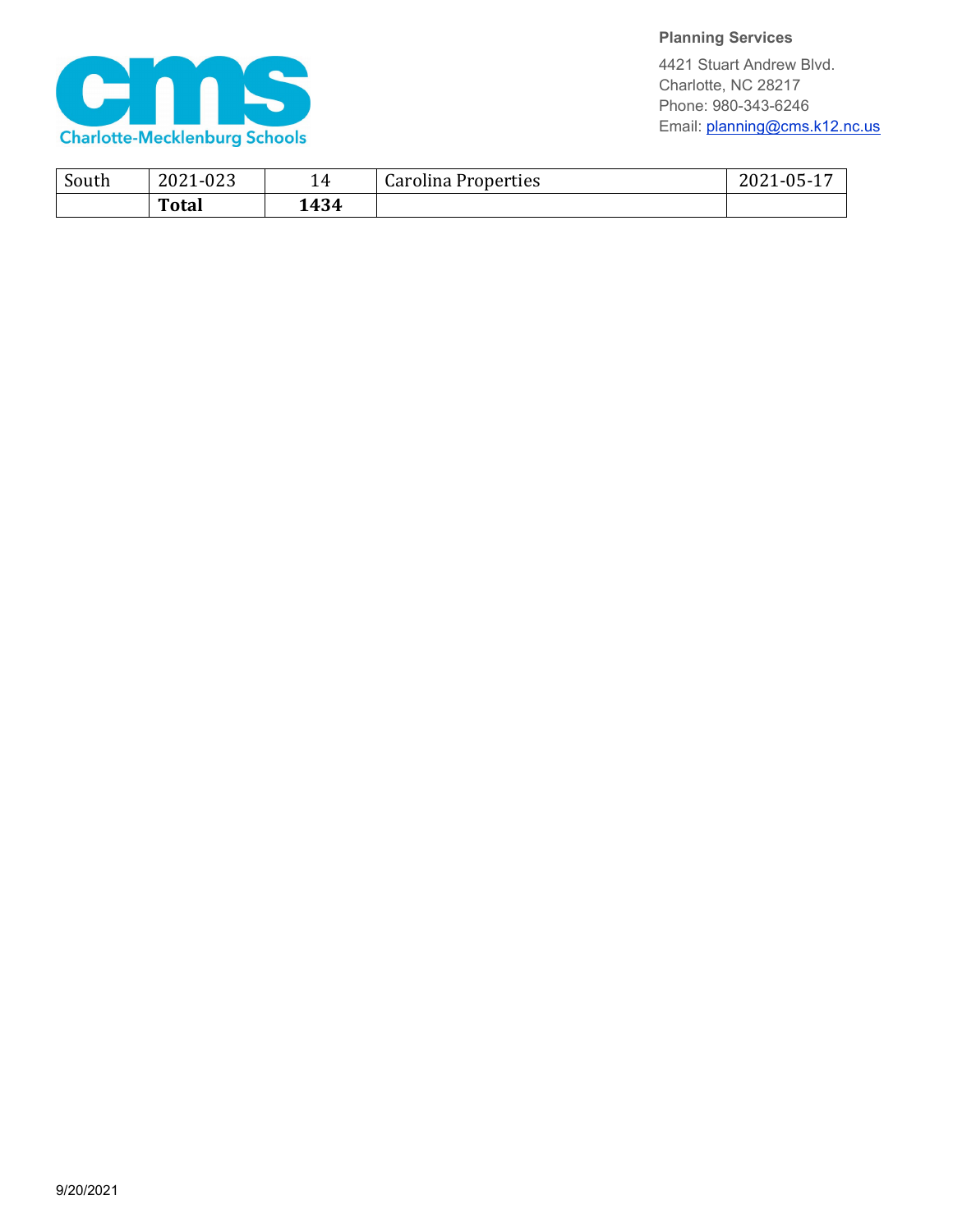**Planning Services**

4421 Stuart Andrew Blvd.
Charlotte, NC 28217
Phone: 980-343-6246
Email: planning@cms.k12.nc.us

| | | | | |
|---|---|---|---|---|
| South | 2021-023 | 14 | Carolina Properties | 2021-05-17 |
| | **Total** | **1434** | | |

9/20/2021